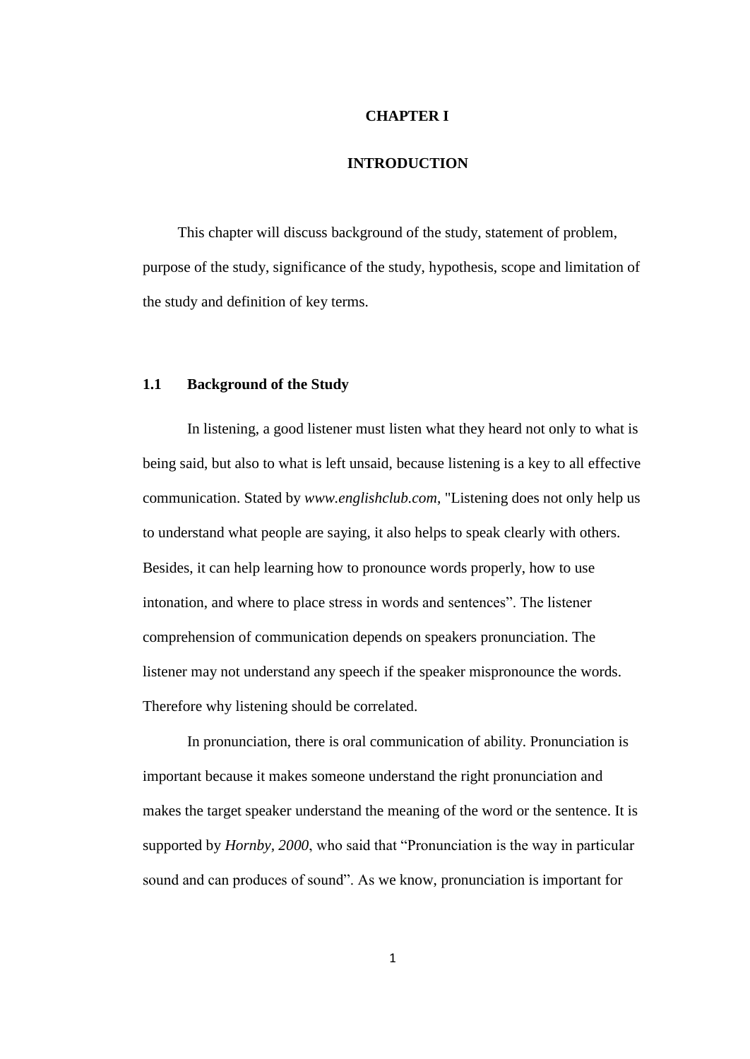# CHAPTER I

# INTRODUCTION

This chapter will discuss background of the study, statement of problem, purpose of the study, significance of the study, hypothesis, scope and limitation of the study and definition of key terms.

## 1.1 Background of the Study

In listening, a good listener must listen what they heard not only to what is being said, but also to what is left unsaid, because listening is a key to all effective communication. Stated by *www.englishclub.com*, "Listening does not only help us to understand what people are saying, it also helps to speak clearly with others. Besides, it can help learning how to pronounce words properly, how to use intonation, and where to place stress in words and sentences". The listener comprehension of communication depends on speakers pronunciation. The listener may not understand any speech if the speaker mispronounce the words. Therefore why listening should be correlated.

In pronunciation, there is oral communication of ability. Pronunciation is important because it makes someone understand the right pronunciation and makes the target speaker understand the meaning of the word or the sentence. It is supported by *Hornby, 2000*, who said that "Pronunciation is the way in particular sound and can produces of sound". As we know, pronunciation is important for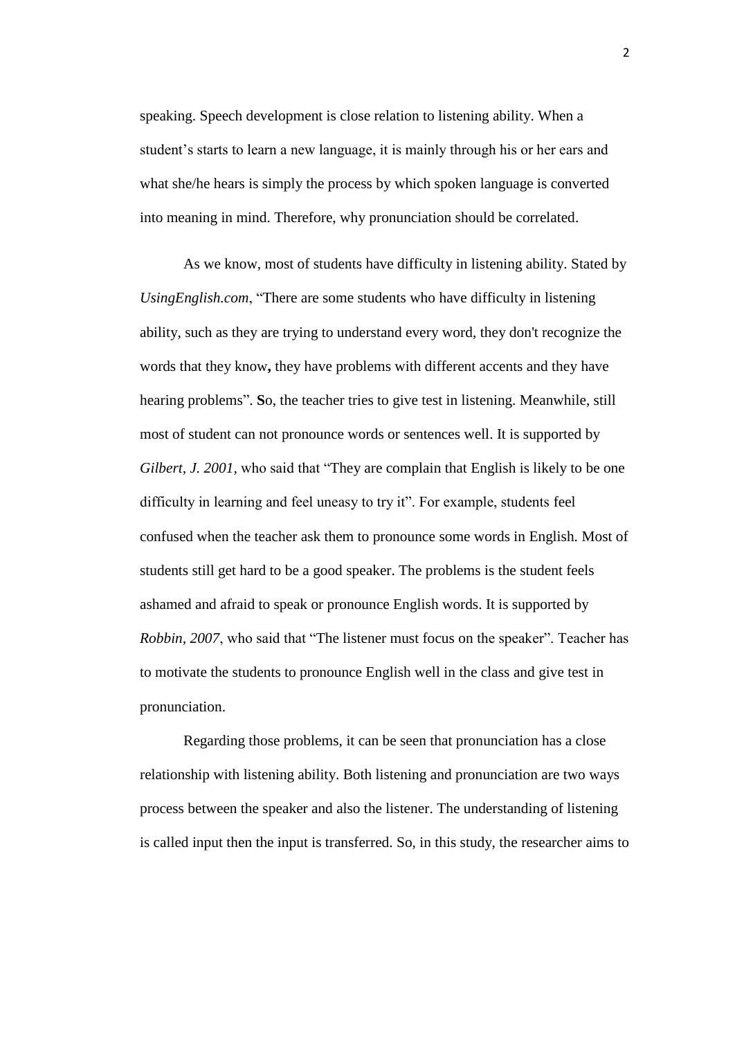speaking. Speech development is close relation to listening ability. When a student's starts to learn a new language, it is mainly through his or her ears and what she/he hears is simply the process by which spoken language is converted into meaning in mind. Therefore, why pronunciation should be correlated.

As we know, most of students have difficulty in listening ability. Stated by *UsingEnglish.com*, "There are some students who have difficulty in listening ability, such as they are trying to understand every word, they don't recognize the words that they know**,** they have problems with different accents and they have hearing problems". **S**o, the teacher tries to give test in listening. Meanwhile, still most of student can not pronounce words or sentences well. It is supported by *Gilbert, J. 2001*, who said that "They are complain that English is likely to be one difficulty in learning and feel uneasy to try it". For example, students feel confused when the teacher ask them to pronounce some words in English. Most of students still get hard to be a good speaker. The problems is the student feels ashamed and afraid to speak or pronounce English words. It is supported by *Robbin, 2007*, who said that "The listener must focus on the speaker". Teacher has to motivate the students to pronounce English well in the class and give test in pronunciation.

Regarding those problems, it can be seen that pronunciation has a close relationship with listening ability. Both listening and pronunciation are two ways process between the speaker and also the listener. The understanding of listening is called input then the input is transferred. So, in this study, the researcher aims to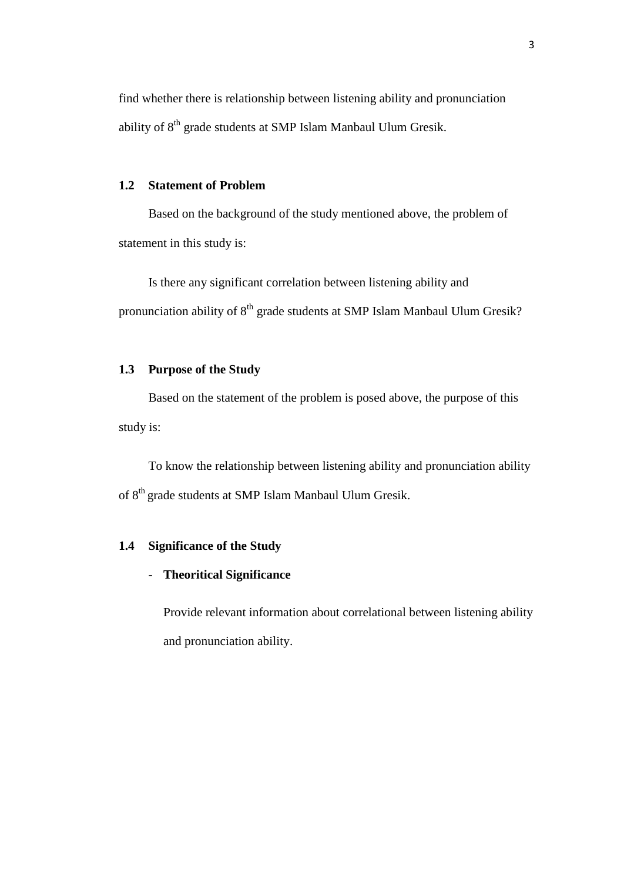find whether there is relationship between listening ability and pronunciation ability of 8th grade students at SMP Islam Manbaul Ulum Gresik.

## 1.2 Statement of Problem

Based on the background of the study mentioned above, the problem of statement in this study is:

Is there any significant correlation between listening ability and pronunciation ability of 8th grade students at SMP Islam Manbaul Ulum Gresik?

## 1.3 Purpose of the Study

Based on the statement of the problem is posed above, the purpose of this study is:

To know the relationship between listening ability and pronunciation ability of 8th grade students at SMP Islam Manbaul Ulum Gresik.

## 1.4 Significance of the Study

- **Theoritical Significance**

  Provide relevant information about correlational between listening ability and pronunciation ability.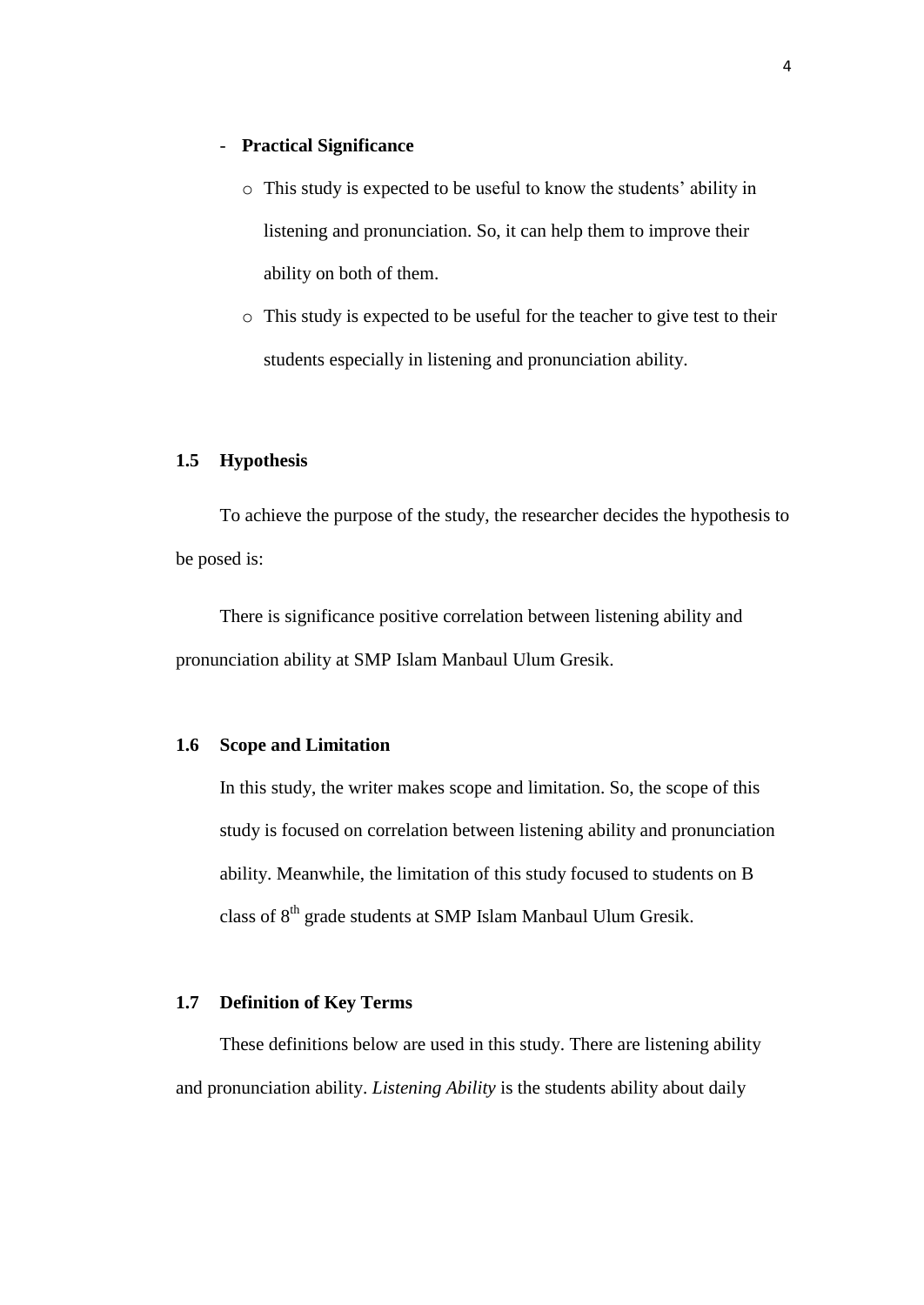- **Practical Significance**
    - This study is expected to be useful to know the students' ability in listening and pronunciation. So, it can help them to improve their ability on both of them.
    - This study is expected to be useful for the teacher to give test to their students especially in listening and pronunciation ability.

## 1.5 Hypothesis

To achieve the purpose of the study, the researcher decides the hypothesis to be posed is:

There is significance positive correlation between listening ability and pronunciation ability at SMP Islam Manbaul Ulum Gresik.

## 1.6 Scope and Limitation

In this study, the writer makes scope and limitation. So, the scope of this study is focused on correlation between listening ability and pronunciation ability. Meanwhile, the limitation of this study focused to students on B class of 8th grade students at SMP Islam Manbaul Ulum Gresik.

## 1.7 Definition of Key Terms

These definitions below are used in this study. There are listening ability and pronunciation ability. *Listening Ability* is the students ability about daily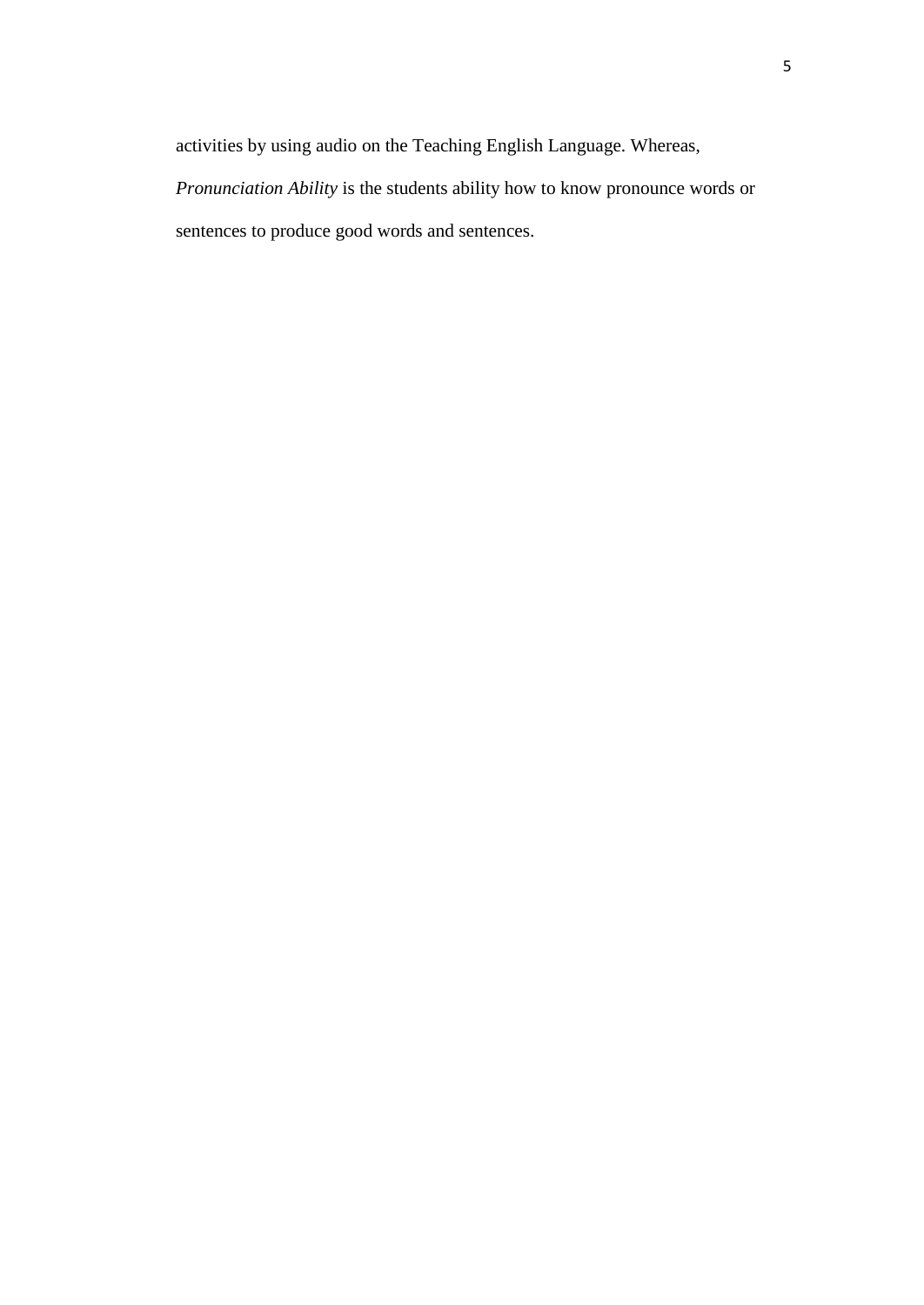activities by using audio on the Teaching English Language. Whereas, *Pronunciation Ability* is the students ability how to know pronounce words or sentences to produce good words and sentences.